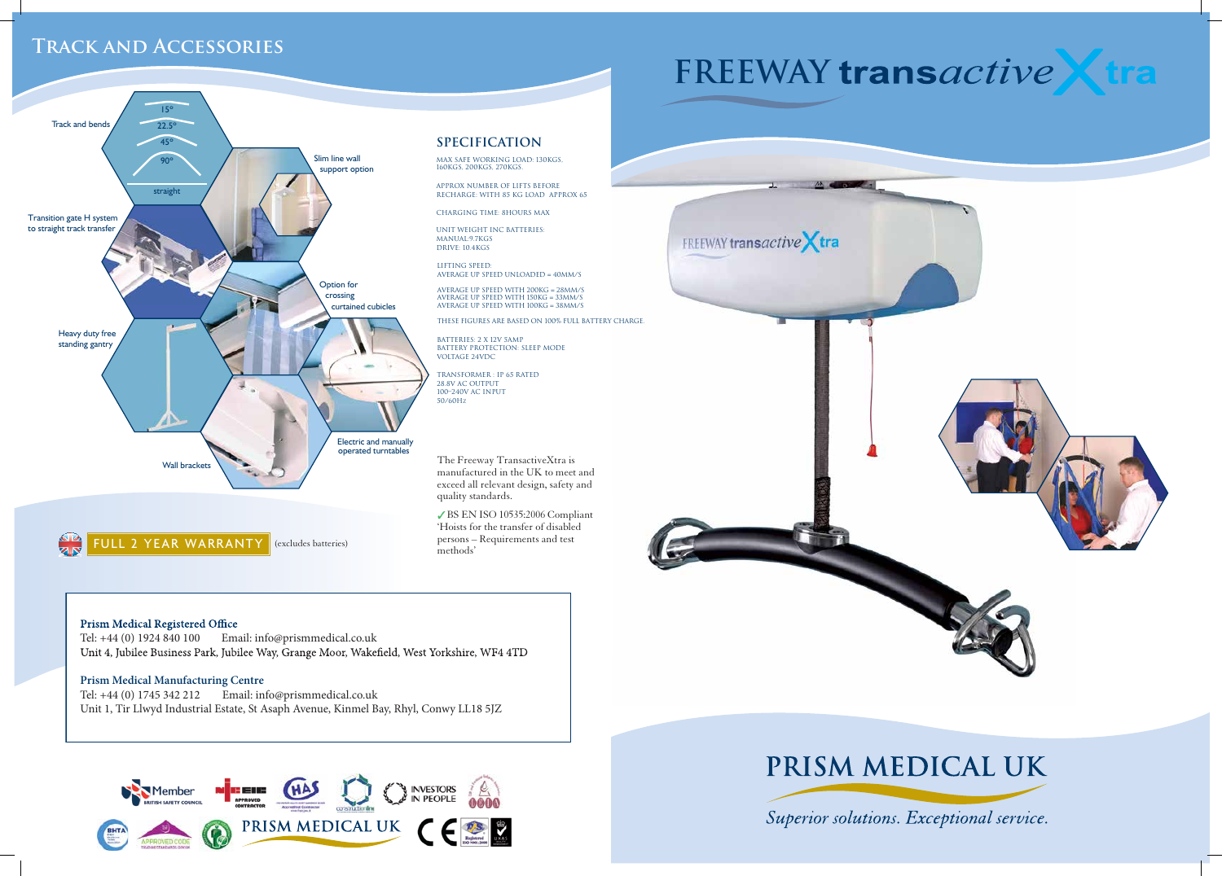## Track and Accessories

Track and bends

15°

22.5°

45°

90°

straight

Slim line wall support option

Transition gate H system to straight track transfer

Option for crossing curtained cubicles

Heavy duty free standing gantry

Electric and manually operated turntables

Wall brackets

FULL 2 YEAR WARRANTY (excludes batteries)

# FREEWAY transactiveXtra

## SPECIFICATION

MAX SAFE WORKING LOAD: 130KGS, 160KGS, 200KGS, 270KGS.

APPROX NUMBER OF LIFTS BEFORE RECHARGE: WITH 85 KG LOAD APPROX 65

CHARGING TIME: 8HOURS MAX

UNIT WEIGHT INC BATTERIES:
MANUAL:9.7KGS
DRIVE: 10.4KGS

LIFTING SPEED:
AVERAGE UP SPEED UNLOADED = 40MM/S

AVERAGE UP SPEED WITH 200KG = 28MM/S
AVERAGE UP SPEED WITH 150KG = 33MM/S
AVERAGE UP SPEED WITH 100KG = 38MM/S

THESE FIGURES ARE BASED ON 100% FULL BATTERY CHARGE.

BATTERIES: 2 X 12V 5AMP
BATTERY PROTECTION: SLEEP MODE
VOLTAGE 24VDC

TRANSFORMER : IP 65 RATED
28.8V AC OUTPUT
100-240V AC INPUT
50/60Hz

The Freeway TransactiveXtra is manufactured in the UK to meet and exceed all relevant design, safety and quality standards.

✓ BS EN ISO 10535:2006 Compliant 'Hoists for the transfer of disabled persons – Requirements and test methods'

**Prism Medical Registered Office**
Tel: +44 (0) 1924 840 100 Email: info@prismmedical.co.uk
Unit 4, Jubilee Business Park, Jubilee Way, Grange Moor, Wakefield, West Yorkshire, WF4 4TD

**Prism Medical Manufacturing Centre**
Tel: +44 (0) 1745 342 212 Email: info@prismmedical.co.uk
Unit 1, Tir Llwyd Industrial Estate, St Asaph Avenue, Kinmel Bay, Rhyl, Conwy LL18 5JZ

# PRISM MEDICAL UK

*Superior solutions. Exceptional service.*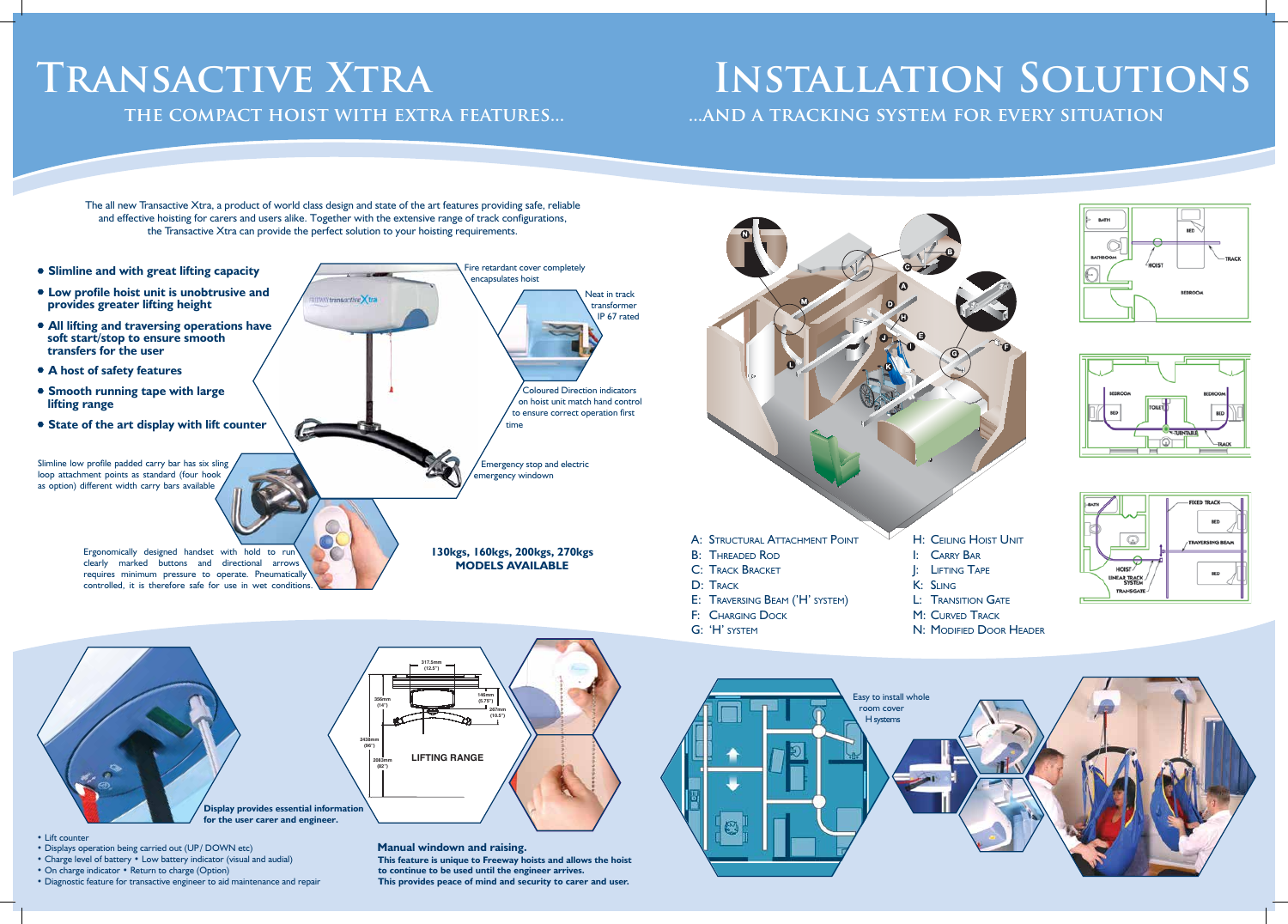# Transactive Xtra

## The compact hoist with extra features...

The all new Transactive Xtra, a product of world class design and state of the art features providing safe, reliable and effective hoisting for carers and users alike. Together with the extensive range of track configurations, the Transactive Xtra can provide the perfect solution to your hoisting requirements.

- **Slimline and with great lifting capacity**
- **Low profile hoist unit is unobtrusive and provides greater lifting height**
- **All lifting and traversing operations have soft start/stop to ensure smooth transfers for the user**
- **A host of safety features**
- **Smooth running tape with large lifting range**
- **State of the art display with lift counter**

Fire retardant cover completely encapsulates hoist

Neat in track transformer IP 67 rated

Coloured Direction indicators on hoist unit match hand control to ensure correct operation first time

Emergency stop and electric emergency windown

Slimline low profile padded carry bar has six sling loop attachment points as standard (four hook as option) different width carry bars available

Ergonomically designed handset with hold to run clearly marked buttons and directional arrows requires minimum pressure to operate. Pneumatically controlled, it is therefore safe for use in wet conditions.

**130kgs, 160kgs, 200kgs, 270kgs MODELS AVAILABLE**

**Display provides essential information for the user carer and engineer.**

- Lift counter
- Displays operation being carried out (UP / DOWN etc)
- Charge level of battery • Low battery indicator (visual and audial)
- On charge indicator • Return to charge (Option)
- Diagnostic feature for transactive engineer to aid maintenance and repair

317.5mm (12.5")
146mm (5.75")
356mm (14")
267mm (10.5")
2438mm (96")
2083mm (82")
LIFTING RANGE

**Manual windown and raising.**

**This feature is unique to Freeway hoists and allows the hoist to continue to be used until the engineer arrives.**
**This provides peace of mind and security to carer and user.**

# Installation Solutions

## ...and a tracking system for every situation

A: Structural Attachment Point
B: Threaded Rod
C: Track Bracket
D: Track
E: Traversing Beam ('H' system)
F: Charging Dock
G: 'H' system
H: Ceiling Hoist Unit
I: Carry Bar
J: Lifting Tape
K: Sling
L: Transition Gate
M: Curved Track
N: Modified Door Header

BATH, BED, BATHROOM, HOIST, TRACK, BEDROOM

BEDROOM, TOILET, BEDROOM, BED, BED, TURNTABLE, TRACK

BATH, FIXED TRACK, BED, TRAVERSING BEAM, HOIST, LINEAR TRACK SYSTEM, BED, TRANSGATE

Easy to install whole room cover H systems